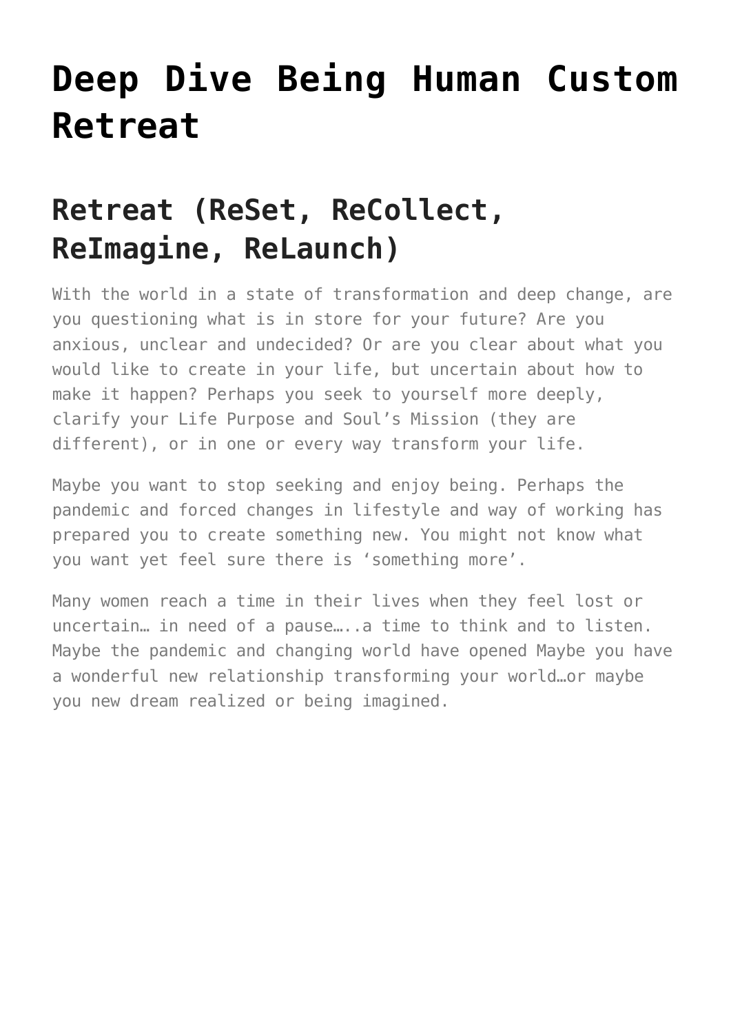# Deep Dive Being Human Custom Retreat

## Retreat (ReSet, ReCollect, ReImagine, ReLaunch)

With the world in a state of transformation and deep change, are you questioning what is in store for your future? Are you anxious, unclear and undecided? Or are you clear about what you would like to create in your life, but uncertain about how to make it happen? Perhaps you seek to yourself more deeply, clarify your Life Purpose and Soul's Mission (they are different), or in one or every way transform your life.

Maybe you want to stop seeking and enjoy being. Perhaps the pandemic and forced changes in lifestyle and way of working has prepared you to create something new. You might not know what you want yet feel sure there is 'something more'.

Many women reach a time in their lives when they feel lost or uncertain… in need of a pause…..a time to think and to listen. Maybe the pandemic and changing world have opened Maybe you have a wonderful new relationship transforming your world…or maybe you new dream realized or being imagined.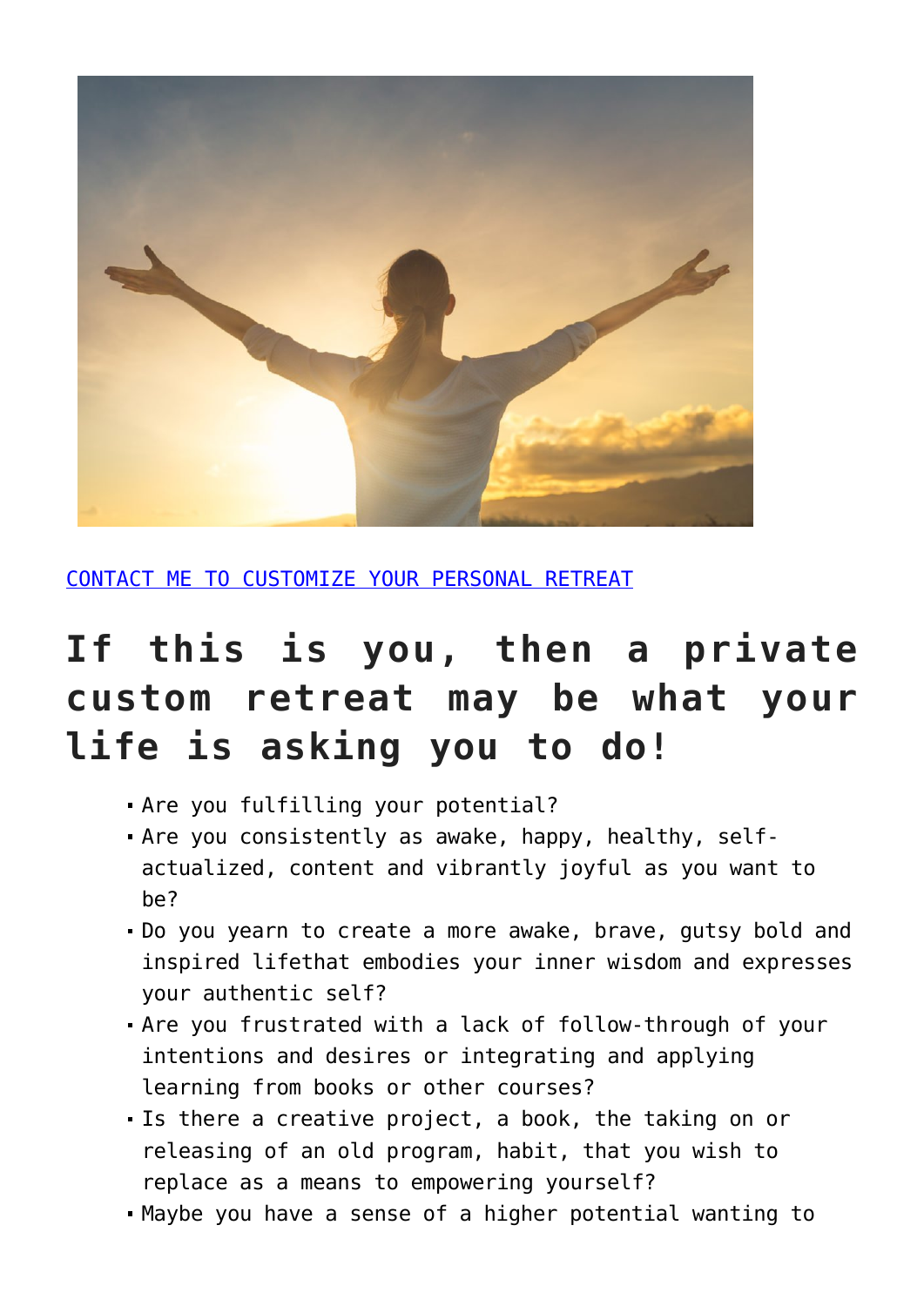[CONTACT ME TO CUSTOMIZE YOUR PERSONAL RETREAT]

# If this is you, then a private custom retreat may be what your life is asking you to do!

- Are you fulfilling your potential?
- Are you consistently as awake, happy, healthy, self-actualized, content and vibrantly joyful as you want to be?
- Do you yearn to create a more awake, brave, gutsy bold and inspired lifethat embodies your inner wisdom and expresses your authentic self?
- Are you frustrated with a lack of follow-through of your intentions and desires or integrating and applying learning from books or other courses?
- Is there a creative project, a book, the taking on or releasing of an old program, habit, that you wish to replace as a means to empowering yourself?
- Maybe you have a sense of a higher potential wanting to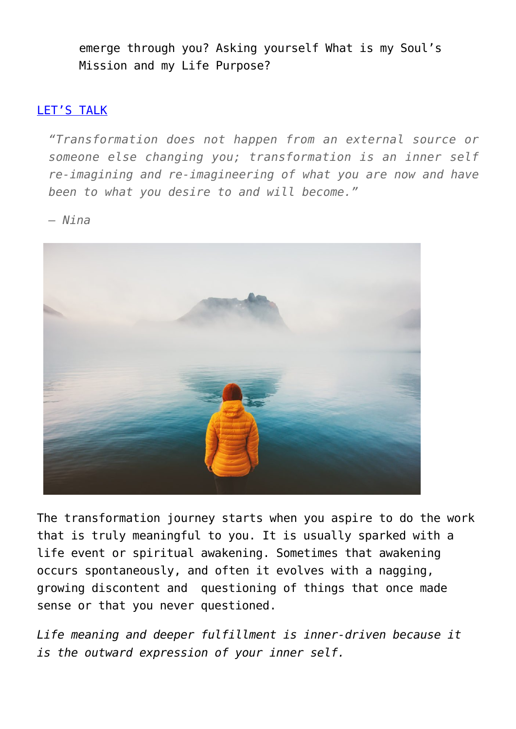emerge through you? Asking yourself What is my Soul's Mission and my Life Purpose?

[LET'S TALK]

> *"Transformation does not happen from an external source or someone else changing you; transformation is an inner self re-imagining and re-imagineering of what you are now and have been to what you desire to and will become."*
>
> *– Nina*

The transformation journey starts when you aspire to do the work that is truly meaningful to you. It is usually sparked with a life event or spiritual awakening. Sometimes that awakening occurs spontaneously, and often it evolves with a nagging, growing discontent and questioning of things that once made sense or that you never questioned.

*Life meaning and deeper fulfillment is inner-driven because it is the outward expression of your inner self.*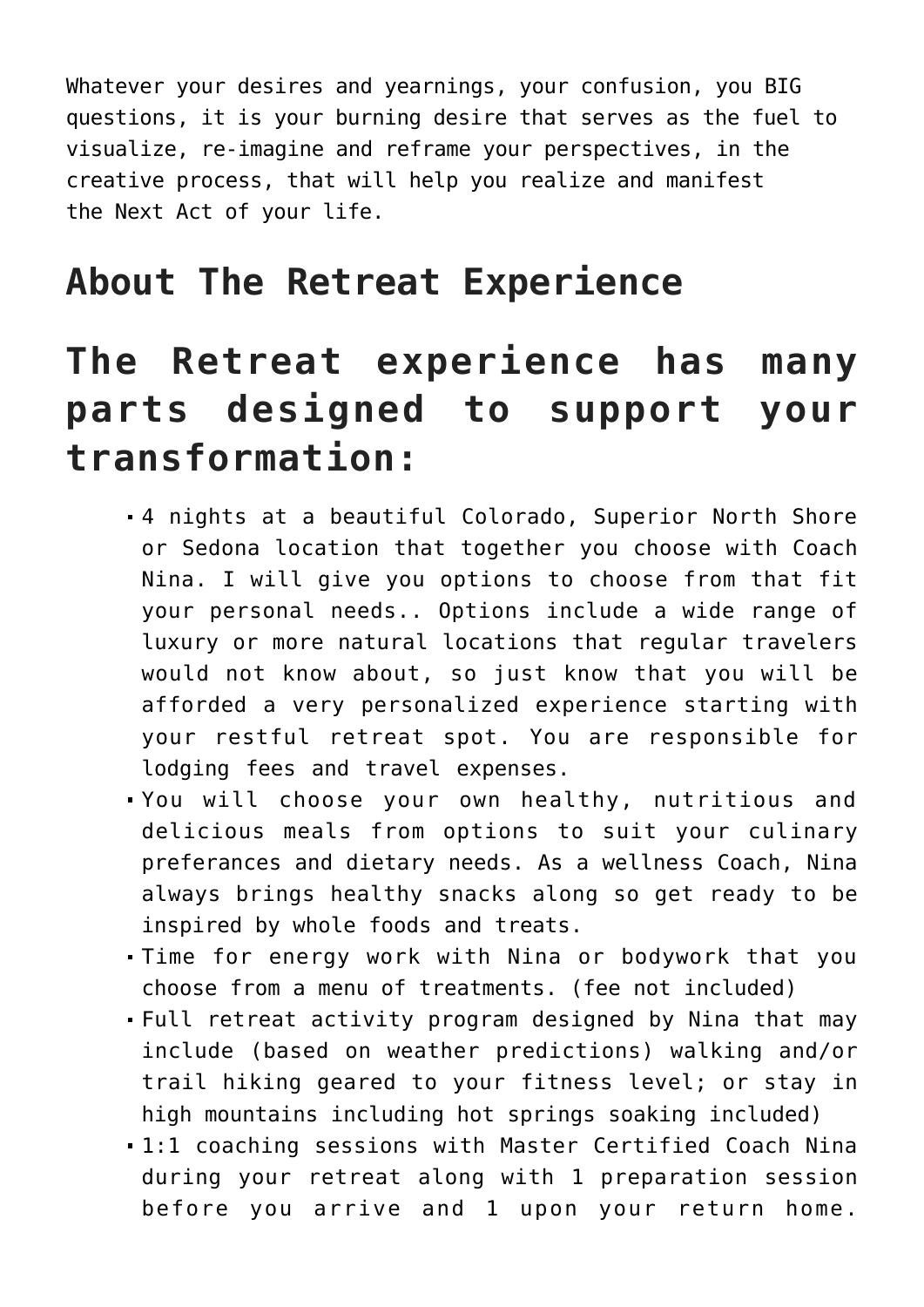Whatever your desires and yearnings, your confusion, you BIG questions, it is your burning desire that serves as the fuel to visualize, re-imagine and reframe your perspectives, in the creative process, that will help you realize and manifest the Next Act of your life.

## About The Retreat Experience

## The Retreat experience has many parts designed to support your transformation:

- 4 nights at a beautiful Colorado, Superior North Shore or Sedona location that together you choose with Coach Nina. I will give you options to choose from that fit your personal needs.. Options include a wide range of luxury or more natural locations that regular travelers would not know about, so just know that you will be afforded a very personalized experience starting with your restful retreat spot. You are responsible for lodging fees and travel expenses.
- You will choose your own healthy, nutritious and delicious meals from options to suit your culinary preferances and dietary needs. As a wellness Coach, Nina always brings healthy snacks along so get ready to be inspired by whole foods and treats.
- Time for energy work with Nina or bodywork that you choose from a menu of treatments. (fee not included)
- Full retreat activity program designed by Nina that may include (based on weather predictions) walking and/or trail hiking geared to your fitness level; or stay in high mountains including hot springs soaking included)
- 1:1 coaching sessions with Master Certified Coach Nina during your retreat along with 1 preparation session before you arrive and 1 upon your return home.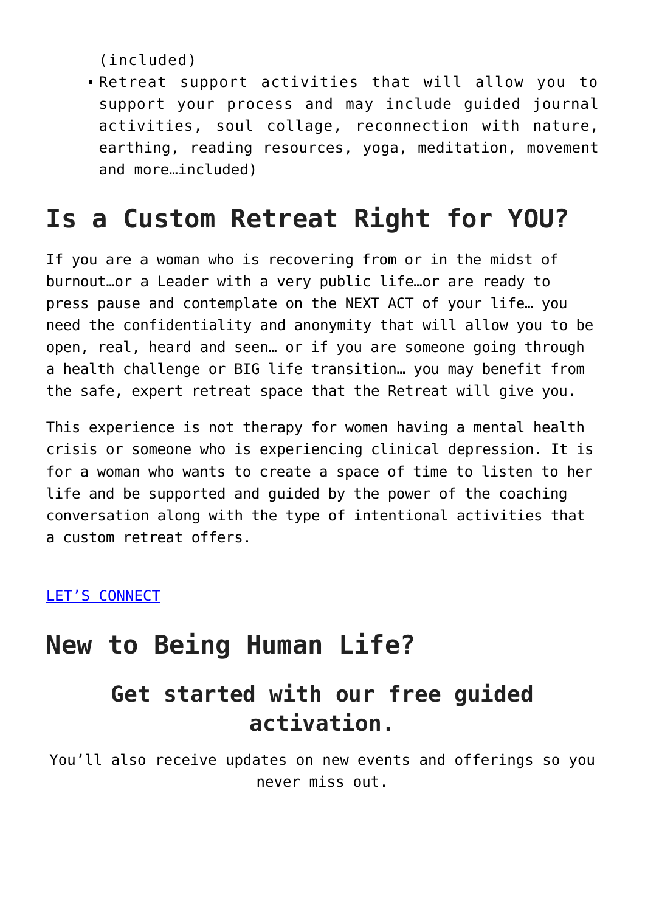(included)

- Retreat support activities that will allow you to support your process and may include guided journal activities, soul collage, reconnection with nature, earthing, reading resources, yoga, meditation, movement and more…included)

## Is a Custom Retreat Right for YOU?

If you are a woman who is recovering from or in the midst of burnout…or a Leader with a very public life…or are ready to press pause and contemplate on the NEXT ACT of your life… you need the confidentiality and anonymity that will allow you to be open, real, heard and seen… or if you are someone going through a health challenge or BIG life transition… you may benefit from the safe, expert retreat space that the Retreat will give you.

This experience is not therapy for women having a mental health crisis or someone who is experiencing clinical depression. It is for a woman who wants to create a space of time to listen to her life and be supported and guided by the power of the coaching conversation along with the type of intentional activities that a custom retreat offers.

LET'S CONNECT

## New to Being Human Life?

### Get started with our free guided activation.

You'll also receive updates on new events and offerings so you never miss out.